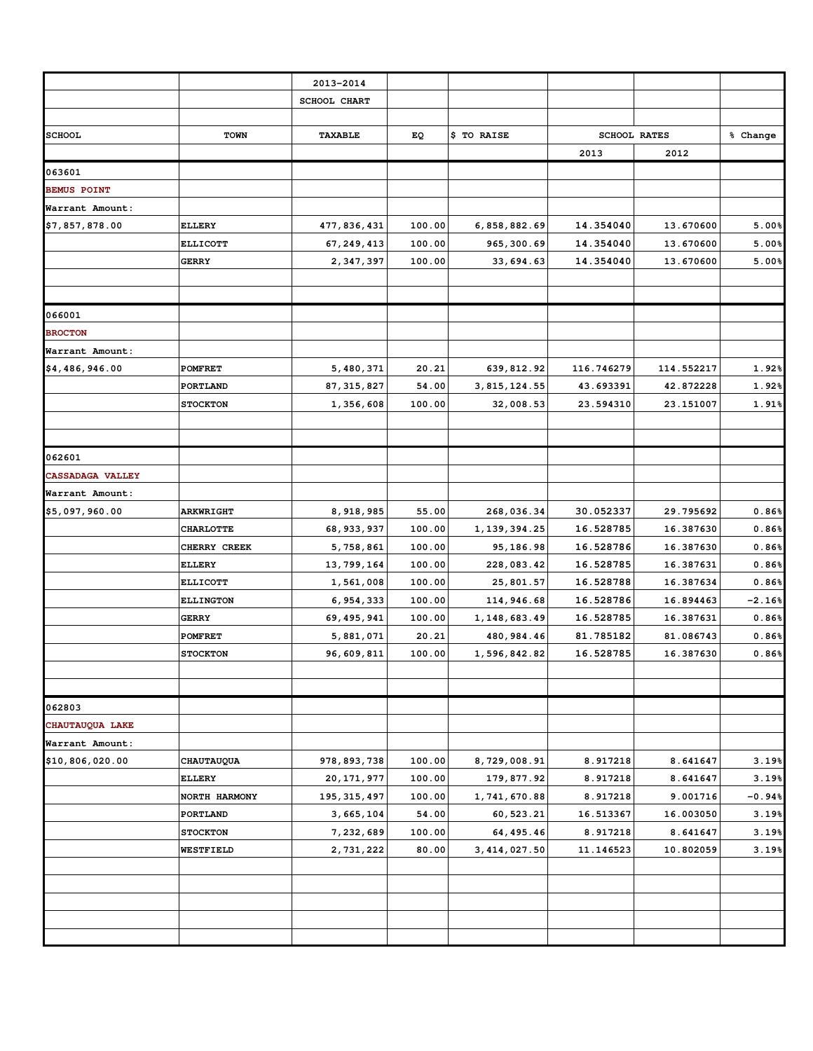| | | 2013-2014 | | | | | |
|---|---|---|---|---|---|---|---|
| | | SCHOOL CHART | | | | | |
| SCHOOL | TOWN | TAXABLE | EQ | $ TO RAISE | SCHOOL RATES | | % Change |
| | | | | | 2013 | 2012 | |
| 063601 | | | | | | | |
| BEMUS POINT | | | | | | | |
| Warrant Amount: | | | | | | | |
| $7,857,878.00 | ELLERY | 477,836,431 | 100.00 | 6,858,882.69 | 14.354040 | 13.670600 | 5.00% |
| | ELLICOTT | 67,249,413 | 100.00 | 965,300.69 | 14.354040 | 13.670600 | 5.00% |
| | GERRY | 2,347,397 | 100.00 | 33,694.63 | 14.354040 | 13.670600 | 5.00% |
| 066001 | | | | | | | |
| BROCTON | | | | | | | |
| Warrant Amount: | | | | | | | |
| $4,486,946.00 | POMFRET | 5,480,371 | 20.21 | 639,812.92 | 116.746279 | 114.552217 | 1.92% |
| | PORTLAND | 87,315,827 | 54.00 | 3,815,124.55 | 43.693391 | 42.872228 | 1.92% |
| | STOCKTON | 1,356,608 | 100.00 | 32,008.53 | 23.594310 | 23.151007 | 1.91% |
| 062601 | | | | | | | |
| CASSADAGA VALLEY | | | | | | | |
| Warrant Amount: | | | | | | | |
| $5,097,960.00 | ARKWRIGHT | 8,918,985 | 55.00 | 268,036.34 | 30.052337 | 29.795692 | 0.86% |
| | CHARLOTTE | 68,933,937 | 100.00 | 1,139,394.25 | 16.528785 | 16.387630 | 0.86% |
| | CHERRY CREEK | 5,758,861 | 100.00 | 95,186.98 | 16.528786 | 16.387630 | 0.86% |
| | ELLERY | 13,799,164 | 100.00 | 228,083.42 | 16.528785 | 16.387631 | 0.86% |
| | ELLICOTT | 1,561,008 | 100.00 | 25,801.57 | 16.528788 | 16.387634 | 0.86% |
| | ELLINGTON | 6,954,333 | 100.00 | 114,946.68 | 16.528786 | 16.894463 | -2.16% |
| | GERRY | 69,495,941 | 100.00 | 1,148,683.49 | 16.528785 | 16.387631 | 0.86% |
| | POMFRET | 5,881,071 | 20.21 | 480,984.46 | 81.785182 | 81.086743 | 0.86% |
| | STOCKTON | 96,609,811 | 100.00 | 1,596,842.82 | 16.528785 | 16.387630 | 0.86% |
| 062803 | | | | | | | |
| CHAUTAUQUA LAKE | | | | | | | |
| Warrant Amount: | | | | | | | |
| $10,806,020.00 | CHAUTAUQUA | 978,893,738 | 100.00 | 8,729,008.91 | 8.917218 | 8.641647 | 3.19% |
| | ELLERY | 20,171,977 | 100.00 | 179,877.92 | 8.917218 | 8.641647 | 3.19% |
| | NORTH HARMONY | 195,315,497 | 100.00 | 1,741,670.88 | 8.917218 | 9.001716 | -0.94% |
| | PORTLAND | 3,665,104 | 54.00 | 60,523.21 | 16.513367 | 16.003050 | 3.19% |
| | STOCKTON | 7,232,689 | 100.00 | 64,495.46 | 8.917218 | 8.641647 | 3.19% |
| | WESTFIELD | 2,731,222 | 80.00 | 3,414,027.50 | 11.146523 | 10.802059 | 3.19% |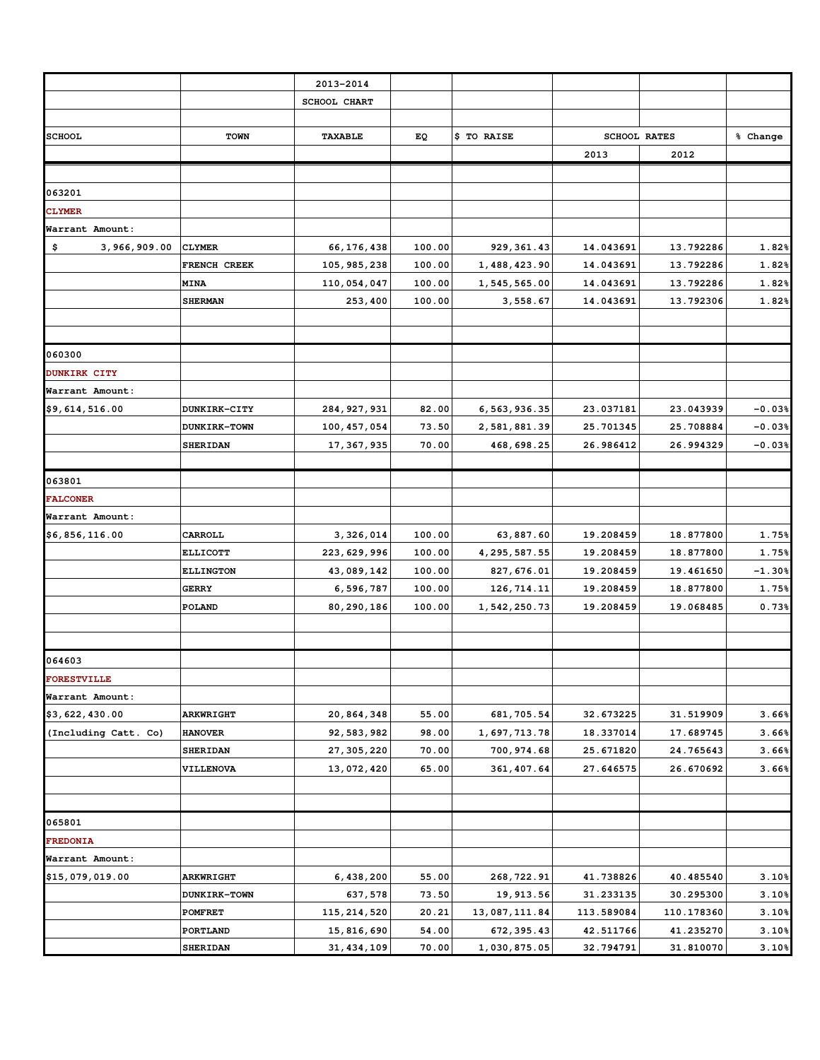| | | 2013-2014 SCHOOL CHART | | | | | |
|---|---|---|---|---|---|---|---|
| SCHOOL | TOWN | TAXABLE | EQ | $ TO RAISE | SCHOOL RATES | | % Change |
| | | | | | 2013 | 2012 | |
| 063201 | | | | | | | |
| CLYMER | | | | | | | |
| Warrant Amount: | | | | | | | |
| $ 3,966,909.00 | CLYMER | 66,176,438 | 100.00 | 929,361.43 | 14.043691 | 13.792286 | 1.82% |
| | FRENCH CREEK | 105,985,238 | 100.00 | 1,488,423.90 | 14.043691 | 13.792286 | 1.82% |
| | MINA | 110,054,047 | 100.00 | 1,545,565.00 | 14.043691 | 13.792286 | 1.82% |
| | SHERMAN | 253,400 | 100.00 | 3,558.67 | 14.043691 | 13.792306 | 1.82% |
| 060300 | | | | | | | |
| DUNKIRK CITY | | | | | | | |
| Warrant Amount: | | | | | | | |
| $9,614,516.00 | DUNKIRK-CITY | 284,927,931 | 82.00 | 6,563,936.35 | 23.037181 | 23.043939 | -0.03% |
| | DUNKIRK-TOWN | 100,457,054 | 73.50 | 2,581,881.39 | 25.701345 | 25.708884 | -0.03% |
| | SHERIDAN | 17,367,935 | 70.00 | 468,698.25 | 26.986412 | 26.994329 | -0.03% |
| 063801 | | | | | | | |
| FALCONER | | | | | | | |
| Warrant Amount: | | | | | | | |
| $6,856,116.00 | CARROLL | 3,326,014 | 100.00 | 63,887.60 | 19.208459 | 18.877800 | 1.75% |
| | ELLICOTT | 223,629,996 | 100.00 | 4,295,587.55 | 19.208459 | 18.877800 | 1.75% |
| | ELLINGTON | 43,089,142 | 100.00 | 827,676.01 | 19.208459 | 19.461650 | -1.30% |
| | GERRY | 6,596,787 | 100.00 | 126,714.11 | 19.208459 | 18.877800 | 1.75% |
| | POLAND | 80,290,186 | 100.00 | 1,542,250.73 | 19.208459 | 19.068485 | 0.73% |
| 064603 | | | | | | | |
| FORESTVILLE | | | | | | | |
| Warrant Amount: | | | | | | | |
| $3,622,430.00 | ARKWRIGHT | 20,864,348 | 55.00 | 681,705.54 | 32.673225 | 31.519909 | 3.66% |
| (Including Catt. Co) | HANOVER | 92,583,982 | 98.00 | 1,697,713.78 | 18.337014 | 17.689745 | 3.66% |
| | SHERIDAN | 27,305,220 | 70.00 | 700,974.68 | 25.671820 | 24.765643 | 3.66% |
| | VILLENOVA | 13,072,420 | 65.00 | 361,407.64 | 27.646575 | 26.670692 | 3.66% |
| 065801 | | | | | | | |
| FREDONIA | | | | | | | |
| Warrant Amount: | | | | | | | |
| $15,079,019.00 | ARKWRIGHT | 6,438,200 | 55.00 | 268,722.91 | 41.738826 | 40.485540 | 3.10% |
| | DUNKIRK-TOWN | 637,578 | 73.50 | 19,913.56 | 31.233135 | 30.295300 | 3.10% |
| | POMFRET | 115,214,520 | 20.21 | 13,087,111.84 | 113.589084 | 110.178360 | 3.10% |
| | PORTLAND | 15,816,690 | 54.00 | 672,395.43 | 42.511766 | 41.235270 | 3.10% |
| | SHERIDAN | 31,434,109 | 70.00 | 1,030,875.05 | 32.794791 | 31.810070 | 3.10% |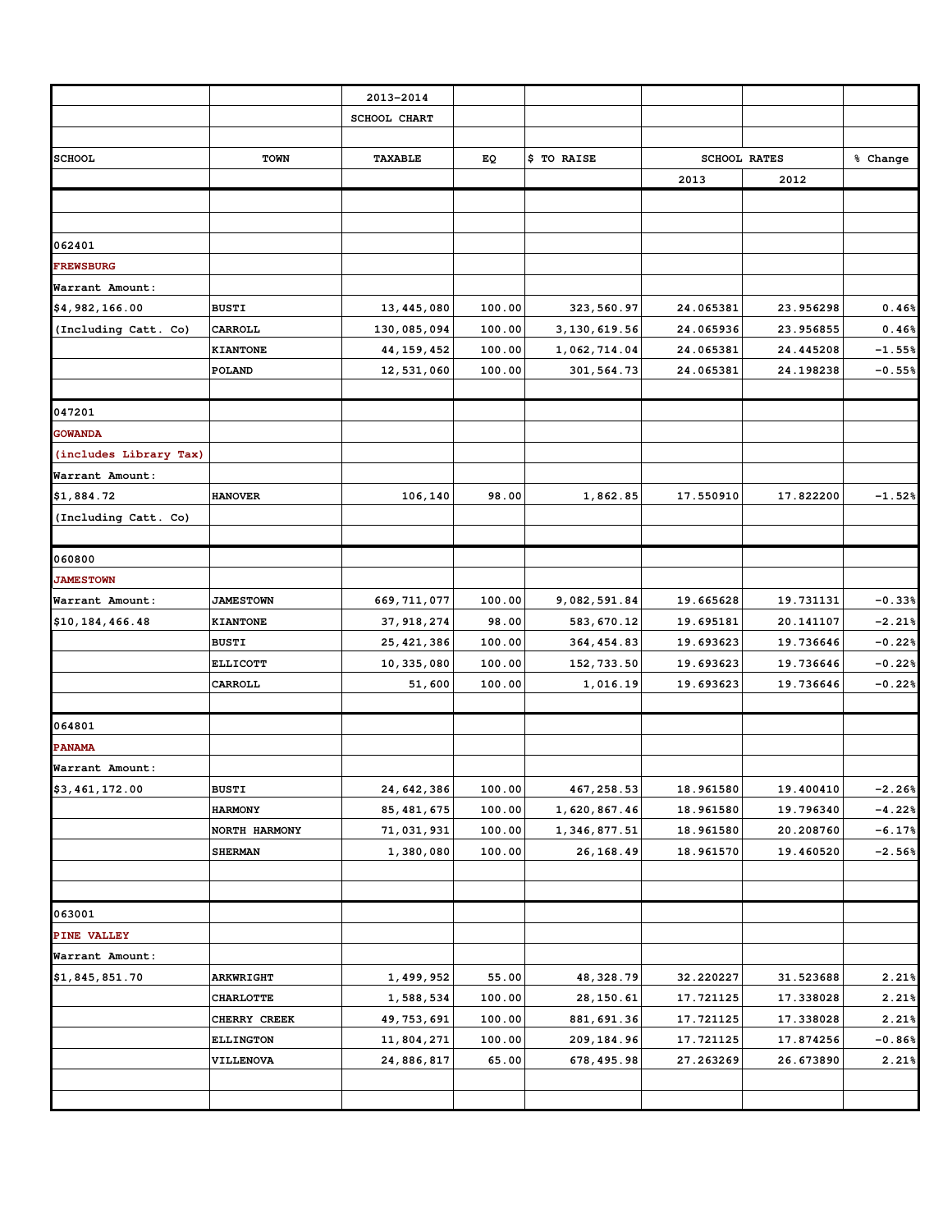| | | 2013-2014 | | | | | |
|---|---|---|---|---|---|---|---|
| | | SCHOOL CHART | | | | | |
| SCHOOL | TOWN | TAXABLE | EQ | $ TO RAISE | SCHOOL RATES | | % Change |
| | | | | | 2013 | 2012 | |
| 062401 | | | | | | | |
| FREWSBURG | | | | | | | |
| Warrant Amount: | | | | | | | |
| $4,982,166.00 | BUSTI | 13,445,080 | 100.00 | 323,560.97 | 24.065381 | 23.956298 | 0.46% |
| (Including Catt. Co) | CARROLL | 130,085,094 | 100.00 | 3,130,619.56 | 24.065936 | 23.956855 | 0.46% |
| | KIANTONE | 44,159,452 | 100.00 | 1,062,714.04 | 24.065381 | 24.445208 | -1.55% |
| | POLAND | 12,531,060 | 100.00 | 301,564.73 | 24.065381 | 24.198238 | -0.55% |
| 047201 | | | | | | | |
| GOWANDA | | | | | | | |
| (includes Library Tax) | | | | | | | |
| Warrant Amount: | | | | | | | |
| $1,884.72 | HANOVER | 106,140 | 98.00 | 1,862.85 | 17.550910 | 17.822200 | -1.52% |
| (Including Catt. Co) | | | | | | | |
| 060800 | | | | | | | |
| JAMESTOWN | | | | | | | |
| Warrant Amount: | JAMESTOWN | 669,711,077 | 100.00 | 9,082,591.84 | 19.665628 | 19.731131 | -0.33% |
| $10,184,466.48 | KIANTONE | 37,918,274 | 98.00 | 583,670.12 | 19.695181 | 20.141107 | -2.21% |
| | BUSTI | 25,421,386 | 100.00 | 364,454.83 | 19.693623 | 19.736646 | -0.22% |
| | ELLICOTT | 10,335,080 | 100.00 | 152,733.50 | 19.693623 | 19.736646 | -0.22% |
| | CARROLL | 51,600 | 100.00 | 1,016.19 | 19.693623 | 19.736646 | -0.22% |
| 064801 | | | | | | | |
| PANAMA | | | | | | | |
| Warrant Amount: | | | | | | | |
| $3,461,172.00 | BUSTI | 24,642,386 | 100.00 | 467,258.53 | 18.961580 | 19.400410 | -2.26% |
| | HARMONY | 85,481,675 | 100.00 | 1,620,867.46 | 18.961580 | 19.796340 | -4.22% |
| | NORTH HARMONY | 71,031,931 | 100.00 | 1,346,877.51 | 18.961580 | 20.208760 | -6.17% |
| | SHERMAN | 1,380,080 | 100.00 | 26,168.49 | 18.961570 | 19.460520 | -2.56% |
| 063001 | | | | | | | |
| PINE VALLEY | | | | | | | |
| Warrant Amount: | | | | | | | |
| $1,845,851.70 | ARKWRIGHT | 1,499,952 | 55.00 | 48,328.79 | 32.220227 | 31.523688 | 2.21% |
| | CHARLOTTE | 1,588,534 | 100.00 | 28,150.61 | 17.721125 | 17.338028 | 2.21% |
| | CHERRY CREEK | 49,753,691 | 100.00 | 881,691.36 | 17.721125 | 17.338028 | 2.21% |
| | ELLINGTON | 11,804,271 | 100.00 | 209,184.96 | 17.721125 | 17.874256 | -0.86% |
| | VILLENOVA | 24,886,817 | 65.00 | 678,495.98 | 27.263269 | 26.673890 | 2.21% |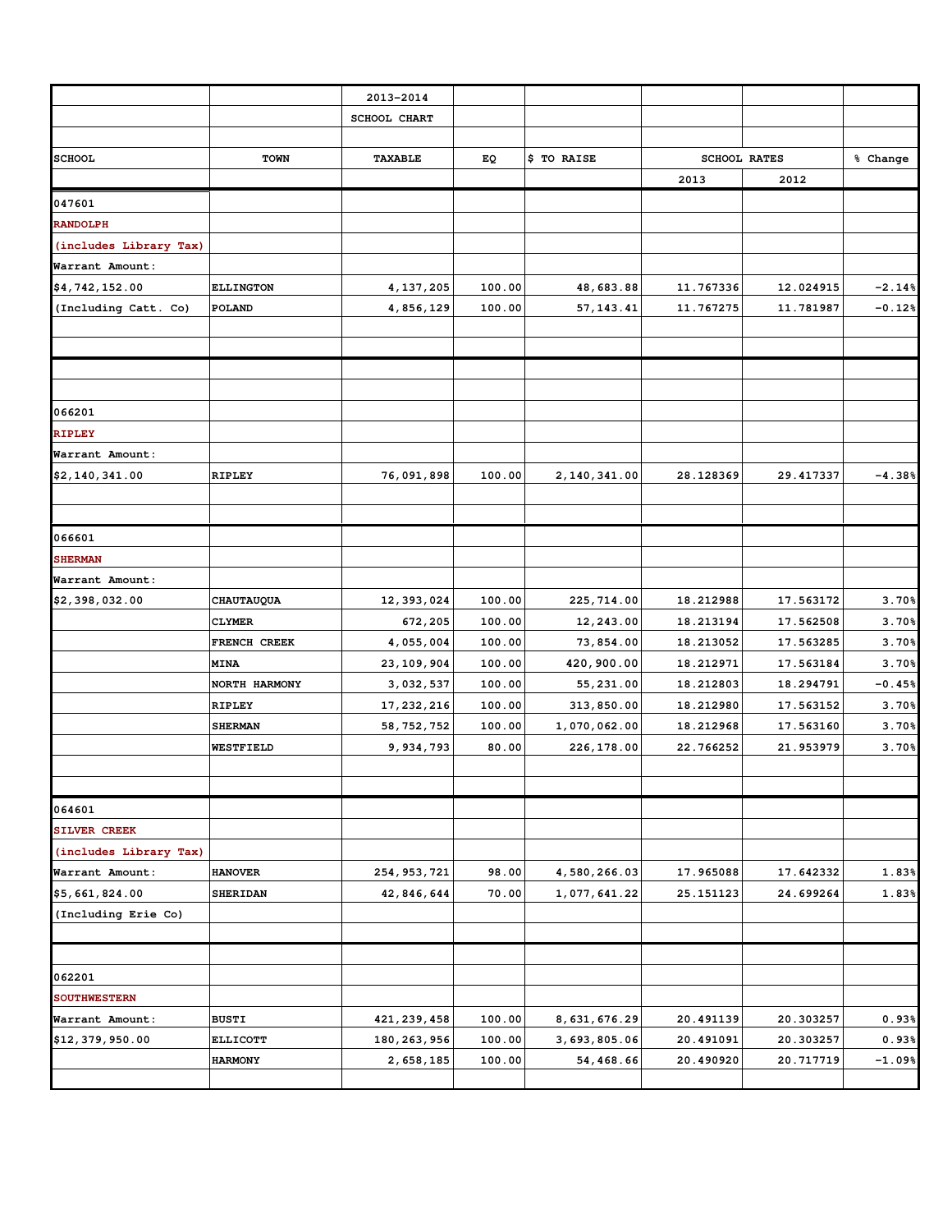| | | 2013-2014 | | | | | |
|---|---|---|---|---|---|---|---|
| | | SCHOOL CHART | | | | | |
| | | | | | | | |
| SCHOOL | TOWN | TAXABLE | EQ | $ TO RAISE | SCHOOL RATES | | % Change |
| | | | | | 2013 | 2012 | |
| 047601 | | | | | | | |
| RANDOLPH | | | | | | | |
| (includes Library Tax) | | | | | | | |
| Warrant Amount: | | | | | | | |
| $4,742,152.00 | ELLINGTON | 4,137,205 | 100.00 | 48,683.88 | 11.767336 | 12.024915 | -2.14% |
| (Including Catt. Co) | POLAND | 4,856,129 | 100.00 | 57,143.41 | 11.767275 | 11.781987 | -0.12% |
| | | | | | | | |
| 066201 | | | | | | | |
| RIPLEY | | | | | | | |
| Warrant Amount: | | | | | | | |
| $2,140,341.00 | RIPLEY | 76,091,898 | 100.00 | 2,140,341.00 | 28.128369 | 29.417337 | -4.38% |
| | | | | | | | |
| 066601 | | | | | | | |
| SHERMAN | | | | | | | |
| Warrant Amount: | | | | | | | |
| $2,398,032.00 | CHAUTAUQUA | 12,393,024 | 100.00 | 225,714.00 | 18.212988 | 17.563172 | 3.70% |
| | CLYMER | 672,205 | 100.00 | 12,243.00 | 18.213194 | 17.562508 | 3.70% |
| | FRENCH CREEK | 4,055,004 | 100.00 | 73,854.00 | 18.213052 | 17.563285 | 3.70% |
| | MINA | 23,109,904 | 100.00 | 420,900.00 | 18.212971 | 17.563184 | 3.70% |
| | NORTH HARMONY | 3,032,537 | 100.00 | 55,231.00 | 18.212803 | 18.294791 | -0.45% |
| | RIPLEY | 17,232,216 | 100.00 | 313,850.00 | 18.212980 | 17.563152 | 3.70% |
| | SHERMAN | 58,752,752 | 100.00 | 1,070,062.00 | 18.212968 | 17.563160 | 3.70% |
| | WESTFIELD | 9,934,793 | 80.00 | 226,178.00 | 22.766252 | 21.953979 | 3.70% |
| | | | | | | | |
| 064601 | | | | | | | |
| SILVER CREEK | | | | | | | |
| (includes Library Tax) | | | | | | | |
| Warrant Amount: | HANOVER | 254,953,721 | 98.00 | 4,580,266.03 | 17.965088 | 17.642332 | 1.83% |
| $5,661,824.00 | SHERIDAN | 42,846,644 | 70.00 | 1,077,641.22 | 25.151123 | 24.699264 | 1.83% |
| (Including Erie Co) | | | | | | | |
| | | | | | | | |
| 062201 | | | | | | | |
| SOUTHWESTERN | | | | | | | |
| Warrant Amount: | BUSTI | 421,239,458 | 100.00 | 8,631,676.29 | 20.491139 | 20.303257 | 0.93% |
| $12,379,950.00 | ELLICOTT | 180,263,956 | 100.00 | 3,693,805.06 | 20.491091 | 20.303257 | 0.93% |
| | HARMONY | 2,658,185 | 100.00 | 54,468.66 | 20.490920 | 20.717719 | -1.09% |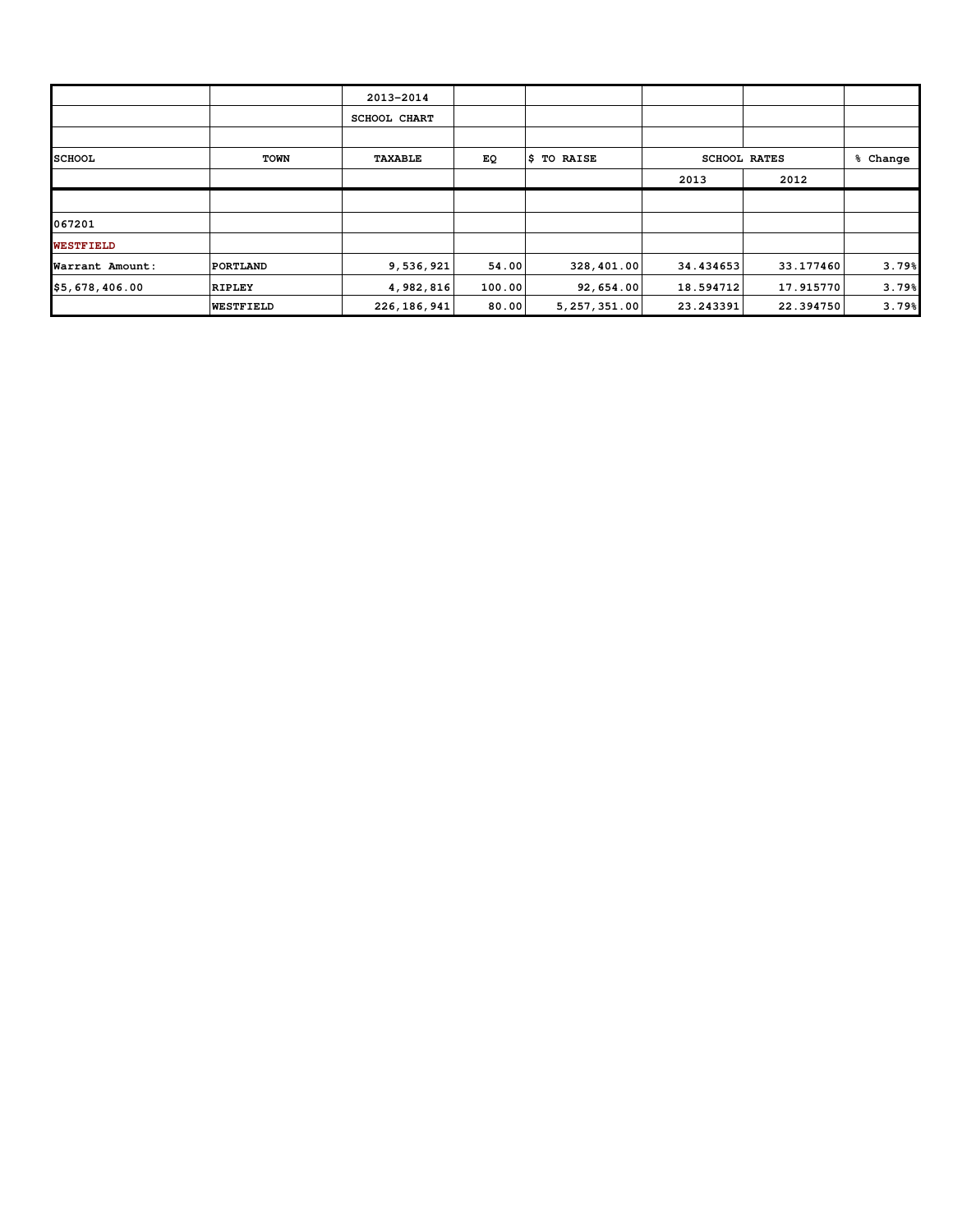| | | 2013-2014 | | | | | |
|---|---|---|---|---|---|---|---|
| | | SCHOOL CHART | | | | | |
| | | | | | | | |
| SCHOOL | TOWN | TAXABLE | EQ | $ TO RAISE | SCHOOL RATES | | % Change |
| | | | | | 2013 | 2012 | |
| | | | | | | | |
| 067201 | | | | | | | |
| WESTFIELD | | | | | | | |
| Warrant Amount: | PORTLAND | 9,536,921 | 54.00 | 328,401.00 | 34.434653 | 33.177460 | 3.79% |
| $5,678,406.00 | RIPLEY | 4,982,816 | 100.00 | 92,654.00 | 18.594712 | 17.915770 | 3.79% |
| | WESTFIELD | 226,186,941 | 80.00 | 5,257,351.00 | 23.243391 | 22.394750 | 3.79% |